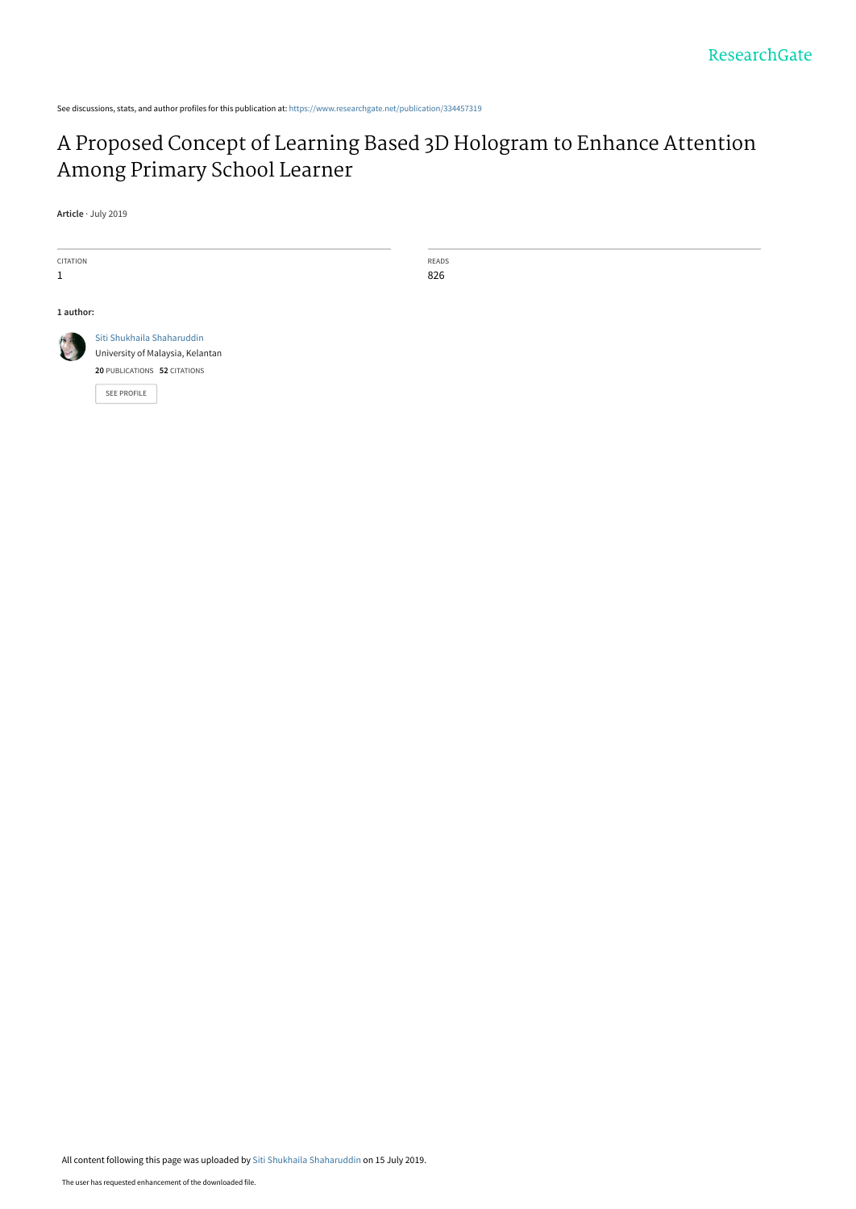See discussions, stats, and author profiles for this publication at: https://www.researchgate.net/publication/334457319

# A Proposed Concept of Learning Based 3D Hologram to Enhance Attention Among Primary School Learner

**Article** · July 2019

| CITATION | READS |
| --- | --- |
| 1 | 826 |

**1 author:**

Siti Shukhaila Shaharuddin
University of Malaysia, Kelantan
**20** PUBLICATIONS **52** CITATIONS

SEE PROFILE

All content following this page was uploaded by Siti Shukhaila Shaharuddin on 15 July 2019.

The user has requested enhancement of the downloaded file.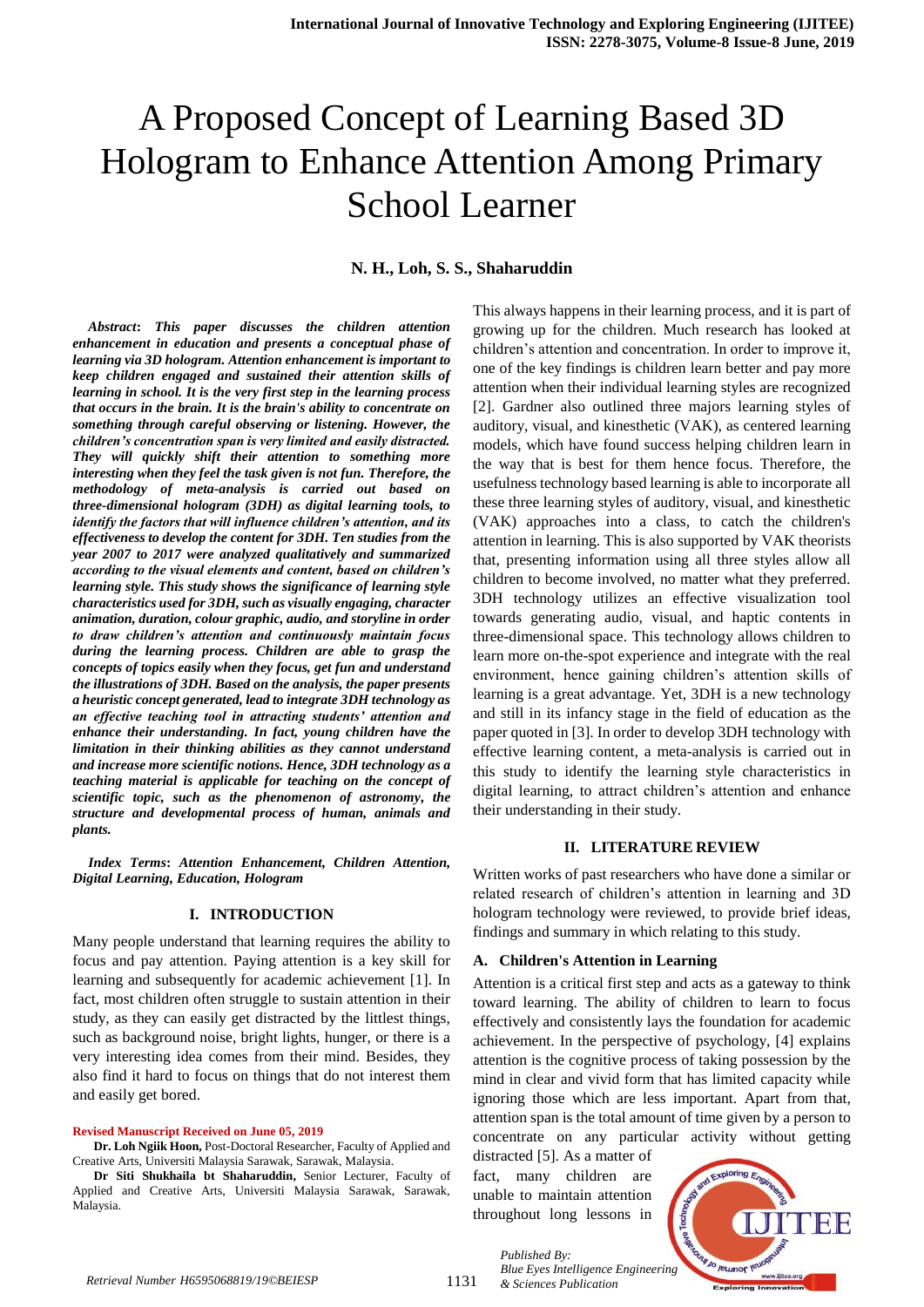# A Proposed Concept of Learning Based 3D Hologram to Enhance Attention Among Primary School Learner

**N. H., Loh, S. S., Shaharuddin**

***Abstract*: *This paper discusses the children attention enhancement in education and presents a conceptual phase of learning via 3D hologram. Attention enhancement is important to keep children engaged and sustained their attention skills of learning in school. It is the very first step in the learning process that occurs in the brain. It is the brain's ability to concentrate on something through careful observing or listening. However, the children's concentration span is very limited and easily distracted. They will quickly shift their attention to something more interesting when they feel the task given is not fun. Therefore, the methodology of meta-analysis is carried out based on three-dimensional hologram (3DH) as digital learning tools, to identify the factors that will influence children's attention, and its effectiveness to develop the content for 3DH. Ten studies from the year 2007 to 2017 were analyzed qualitatively and summarized according to the visual elements and content, based on children's learning style. This study shows the significance of learning style characteristics used for 3DH, such as visually engaging, character animation, duration, colour graphic, audio, and storyline in order to draw children's attention and continuously maintain focus during the learning process. Children are able to grasp the concepts of topics easily when they focus, get fun and understand the illustrations of 3DH. Based on the analysis, the paper presents a heuristic concept generated, lead to integrate 3DH technology as an effective teaching tool in attracting students' attention and enhance their understanding. In fact, young children have the limitation in their thinking abilities as they cannot understand and increase more scientific notions. Hence, 3DH technology as a teaching material is applicable for teaching on the concept of scientific topic, such as the phenomenon of astronomy, the structure and developmental process of human, animals and plants.***

***Index Terms*: *Attention Enhancement, Children Attention, Digital Learning, Education, Hologram***

## I. INTRODUCTION

Many people understand that learning requires the ability to focus and pay attention. Paying attention is a key skill for learning and subsequently for academic achievement [1]. In fact, most children often struggle to sustain attention in their study, as they can easily get distracted by the littlest things, such as background noise, bright lights, hunger, or there is a very interesting idea comes from their mind. Besides, they also find it hard to focus on things that do not interest them and easily get bored.

**Revised Manuscript Received on June 05, 2019**

**Dr. Loh Ngiik Hoon,** Post-Doctoral Researcher, Faculty of Applied and Creative Arts, Universiti Malaysia Sarawak, Sarawak, Malaysia.

**Dr Siti Shukhaila bt Shaharuddin,** Senior Lecturer, Faculty of Applied and Creative Arts, Universiti Malaysia Sarawak, Sarawak, Malaysia.

This always happens in their learning process, and it is part of growing up for the children. Much research has looked at children's attention and concentration. In order to improve it, one of the key findings is children learn better and pay more attention when their individual learning styles are recognized [2]. Gardner also outlined three majors learning styles of auditory, visual, and kinesthetic (VAK), as centered learning models, which have found success helping children learn in the way that is best for them hence focus. Therefore, the usefulness technology based learning is able to incorporate all these three learning styles of auditory, visual, and kinesthetic (VAK) approaches into a class, to catch the children's attention in learning. This is also supported by VAK theorists that, presenting information using all three styles allow all children to become involved, no matter what they preferred. 3DH technology utilizes an effective visualization tool towards generating audio, visual, and haptic contents in three-dimensional space. This technology allows children to learn more on-the-spot experience and integrate with the real environment, hence gaining children's attention skills of learning is a great advantage. Yet, 3DH is a new technology and still in its infancy stage in the field of education as the paper quoted in [3]. In order to develop 3DH technology with effective learning content, a meta-analysis is carried out in this study to identify the learning style characteristics in digital learning, to attract children's attention and enhance their understanding in their study.

## II. LITERATURE REVIEW

Written works of past researchers who have done a similar or related research of children's attention in learning and 3D hologram technology were reviewed, to provide brief ideas, findings and summary in which relating to this study.

### A. Children's Attention in Learning

Attention is a critical first step and acts as a gateway to think toward learning. The ability of children to learn to focus effectively and consistently lays the foundation for academic achievement. In the perspective of psychology, [4] explains attention is the cognitive process of taking possession by the mind in clear and vivid form that has limited capacity while ignoring those which are less important. Apart from that, attention span is the total amount of time given by a person to concentrate on any particular activity without getting distracted [5]. As a matter of fact, many children are unable to maintain attention throughout long lessons in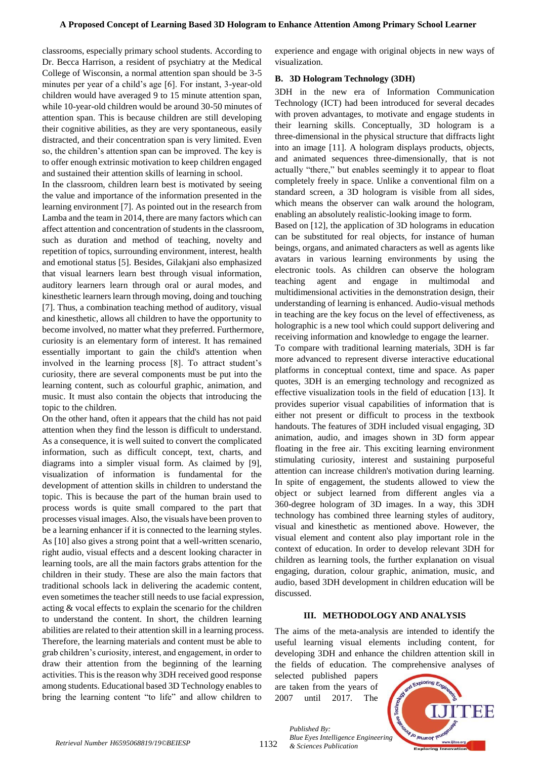classrooms, especially primary school students. According to Dr. Becca Harrison, a resident of psychiatry at the Medical College of Wisconsin, a normal attention span should be 3-5 minutes per year of a child's age [6]. For instant, 3-year-old children would have averaged 9 to 15 minute attention span, while 10-year-old children would be around 30-50 minutes of attention span. This is because children are still developing their cognitive abilities, as they are very spontaneous, easily distracted, and their concentration span is very limited. Even so, the children's attention span can be improved. The key is to offer enough extrinsic motivation to keep children engaged and sustained their attention skills of learning in school.

In the classroom, children learn best is motivated by seeing the value and importance of the information presented in the learning environment [7]. As pointed out in the research from Lamba and the team in 2014, there are many factors which can affect attention and concentration of students in the classroom, such as duration and method of teaching, novelty and repetition of topics, surrounding environment, interest, health and emotional status [5]. Besides, Gilakjani also emphasized that visual learners learn best through visual information, auditory learners learn through oral or aural modes, and kinesthetic learners learn through moving, doing and touching [7]. Thus, a combination teaching method of auditory, visual and kinesthetic, allows all children to have the opportunity to become involved, no matter what they preferred. Furthermore, curiosity is an elementary form of interest. It has remained essentially important to gain the child's attention when involved in the learning process [8]. To attract student's curiosity, there are several components must be put into the learning content, such as colourful graphic, animation, and music. It must also contain the objects that introducing the topic to the children.

On the other hand, often it appears that the child has not paid attention when they find the lesson is difficult to understand. As a consequence, it is well suited to convert the complicated information, such as difficult concept, text, charts, and diagrams into a simpler visual form. As claimed by [9], visualization of information is fundamental for the development of attention skills in children to understand the topic. This is because the part of the human brain used to process words is quite small compared to the part that processes visual images. Also, the visuals have been proven to be a learning enhancer if it is connected to the learning styles. As [10] also gives a strong point that a well-written scenario, right audio, visual effects and a descent looking character in learning tools, are all the main factors grabs attention for the children in their study. These are also the main factors that traditional schools lack in delivering the academic content, even sometimes the teacher still needs to use facial expression, acting & vocal effects to explain the scenario for the children to understand the content. In short, the children learning abilities are related to their attention skill in a learning process. Therefore, the learning materials and content must be able to grab children's curiosity, interest, and engagement, in order to draw their attention from the beginning of the learning activities. This is the reason why 3DH received good response among students. Educational based 3D Technology enables to bring the learning content "to life" and allow children to experience and engage with original objects in new ways of visualization.

### B. 3D Hologram Technology (3DH)

3DH in the new era of Information Communication Technology (ICT) had been introduced for several decades with proven advantages, to motivate and engage students in their learning skills. Conceptually, 3D hologram is a three-dimensional in the physical structure that diffracts light into an image [11]. A hologram displays products, objects, and animated sequences three-dimensionally, that is not actually "there," but enables seemingly it to appear to float completely freely in space. Unlike a conventional film on a standard screen, a 3D hologram is visible from all sides, which means the observer can walk around the hologram, enabling an absolutely realistic-looking image to form.

Based on [12], the application of 3D holograms in education can be substituted for real objects, for instance of human beings, organs, and animated characters as well as agents like avatars in various learning environments by using the electronic tools. As children can observe the hologram teaching agent and engage in multimodal and multidimensional activities in the demonstration design, their understanding of learning is enhanced. Audio-visual methods in teaching are the key focus on the level of effectiveness, as holographic is a new tool which could support delivering and receiving information and knowledge to engage the learner.

To compare with traditional learning materials, 3DH is far more advanced to represent diverse interactive educational platforms in conceptual context, time and space. As paper quotes, 3DH is an emerging technology and recognized as effective visualization tools in the field of education [13]. It provides superior visual capabilities of information that is either not present or difficult to process in the textbook handouts. The features of 3DH included visual engaging, 3D animation, audio, and images shown in 3D form appear floating in the free air. This exciting learning environment stimulating curiosity, interest and sustaining purposeful attention can increase children's motivation during learning. In spite of engagement, the students allowed to view the object or subject learned from different angles via a 360-degree hologram of 3D images. In a way, this 3DH technology has combined three learning styles of auditory, visual and kinesthetic as mentioned above. However, the visual element and content also play important role in the context of education. In order to develop relevant 3DH for children as learning tools, the further explanation on visual engaging, duration, colour graphic, animation, music, and audio, based 3DH development in children education will be discussed.

## III. METHODOLOGY AND ANALYSIS

The aims of the meta-analysis are intended to identify the useful learning visual elements including content, for developing 3DH and enhance the children attention skill in the fields of education. The comprehensive analyses of selected published papers are taken from the years of 2007 until 2017. The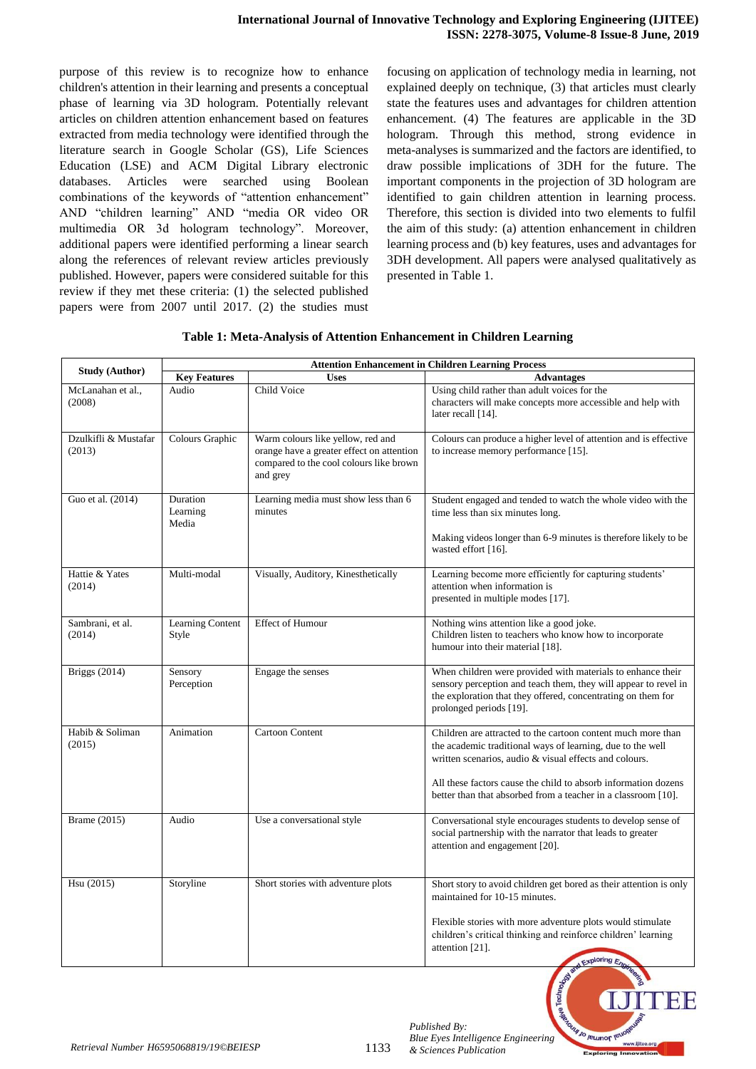purpose of this review is to recognize how to enhance children's attention in their learning and presents a conceptual phase of learning via 3D hologram. Potentially relevant articles on children attention enhancement based on features extracted from media technology were identified through the literature search in Google Scholar (GS), Life Sciences Education (LSE) and ACM Digital Library electronic databases. Articles were searched using Boolean combinations of the keywords of "attention enhancement" AND "children learning" AND "media OR video OR multimedia OR 3d hologram technology". Moreover, additional papers were identified performing a linear search along the references of relevant review articles previously published. However, papers were considered suitable for this review if they met these criteria: (1) the selected published papers were from 2007 until 2017. (2) the studies must focusing on application of technology media in learning, not explained deeply on technique, (3) that articles must clearly state the features uses and advantages for children attention enhancement. (4) The features are applicable in the 3D hologram. Through this method, strong evidence in meta-analyses is summarized and the factors are identified, to draw possible implications of 3DH for the future. The important components in the projection of 3D hologram are identified to gain children attention in learning process. Therefore, this section is divided into two elements to fulfil the aim of this study: (a) attention enhancement in children learning process and (b) key features, uses and advantages for 3DH development. All papers were analysed qualitatively as presented in Table 1.

**Table 1: Meta-Analysis of Attention Enhancement in Children Learning**

| Study (Author) | Attention Enhancement in Children Learning Process | | |
|---|---|---|---|
| | **Key Features** | **Uses** | **Advantages** |
| McLanahan et al., (2008) | Audio | Child Voice | Using child rather than adult voices for the characters will make concepts more accessible and help with later recall [14]. |
| Dzulkifli & Mustafar (2013) | Colours Graphic | Warm colours like yellow, red and orange have a greater effect on attention compared to the cool colours like brown and grey | Colours can produce a higher level of attention and is effective to increase memory performance [15]. |
| Guo et al. (2014) | Duration Learning Media | Learning media must show less than 6 minutes | Student engaged and tended to watch the whole video with the time less than six minutes long.<br><br>Making videos longer than 6-9 minutes is therefore likely to be wasted effort [16]. |
| Hattie & Yates (2014) | Multi-modal | Visually, Auditory, Kinesthetically | Learning become more efficiently for capturing students' attention when information is presented in multiple modes [17]. |
| Sambrani, et al. (2014) | Learning Content Style | Effect of Humour | Nothing wins attention like a good joke. Children listen to teachers who know how to incorporate humour into their material [18]. |
| Briggs (2014) | Sensory Perception | Engage the senses | When children were provided with materials to enhance their sensory perception and teach them, they will appear to revel in the exploration that they offered, concentrating on them for prolonged periods [19]. |
| Habib & Soliman (2015) | Animation | Cartoon Content | Children are attracted to the cartoon content much more than the academic traditional ways of learning, due to the well written scenarios, audio & visual effects and colours.<br><br>All these factors cause the child to absorb information dozens better than that absorbed from a teacher in a classroom [10]. |
| Brame (2015) | Audio | Use a conversational style | Conversational style encourages students to develop sense of social partnership with the narrator that leads to greater attention and engagement [20]. |
| Hsu (2015) | Storyline | Short stories with adventure plots | Short story to avoid children get bored as their attention is only maintained for 10-15 minutes.<br><br>Flexible stories with more adventure plots would stimulate children's critical thinking and reinforce children' learning attention [21]. |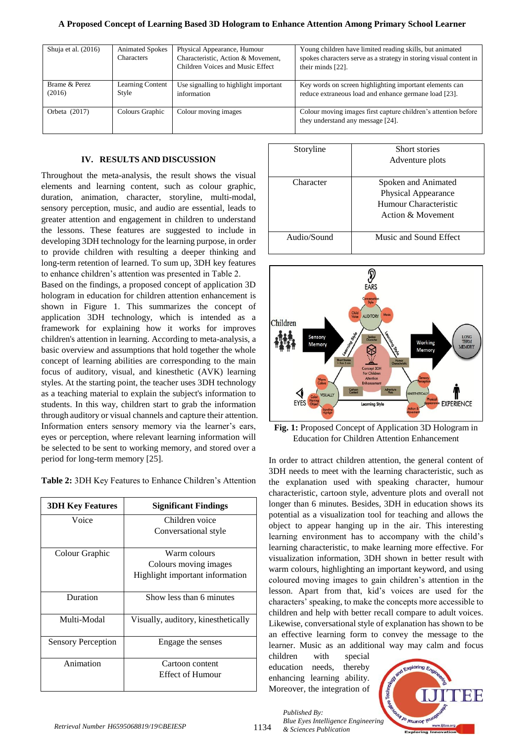| Shuja et al. (2016) | Animated Spokes Characters | Physical Appearance, Humour Characteristic, Action & Movement, Children Voices and Music Effect | Young children have limited reading skills, but animated spokes characters serve as a strategy in storing visual content in their minds [22]. |
|---|---|---|---|
| Brame & Perez (2016) | Learning Content Style | Use signalling to highlight important information | Key words on screen highlighting important elements can reduce extraneous load and enhance germane load [23]. |
| Orbeta (2017) | Colours Graphic | Colour moving images | Colour moving images first capture children's attention before they understand any message [24]. |

## IV. RESULTS AND DISCUSSION

Throughout the meta-analysis, the result shows the visual elements and learning content, such as colour graphic, duration, animation, character, storyline, multi-modal, sensory perception, music, and audio are essential, leads to greater attention and engagement in children to understand the lessons. These features are suggested to include in developing 3DH technology for the learning purpose, in order to provide children with resulting a deeper thinking and long-term retention of learned. To sum up, 3DH key features to enhance children's attention was presented in Table 2.

Based on the findings, a proposed concept of application 3D hologram in education for children attention enhancement is shown in Figure 1. This summarizes the concept of application 3DH technology, which is intended as a framework for explaining how it works for improves children's attention in learning. According to meta-analysis, a basic overview and assumptions that hold together the whole concept of learning abilities are corresponding to the main focus of auditory, visual, and kinesthetic (AVK) learning styles. At the starting point, the teacher uses 3DH technology as a teaching material to explain the subject's information to students. In this way, children start to grab the information through auditory or visual channels and capture their attention. Information enters sensory memory via the learner's ears, eyes or perception, where relevant learning information will be selected to be sent to working memory, and stored over a period for long-term memory [25].

**Table 2:** 3DH Key Features to Enhance Children's Attention

| 3DH Key Features | Significant Findings |
|---|---|
| Voice | Children voice<br>Conversational style |
| Colour Graphic | Warm colours<br>Colours moving images<br>Highlight important information |
| Duration | Show less than 6 minutes |
| Multi-Modal | Visually, auditory, kinesthetically |
| Sensory Perception | Engage the senses |
| Animation | Cartoon content<br>Effect of Humour |
| Storyline | Short stories<br>Adventure plots |
| Character | Spoken and Animated<br>Physical Appearance<br>Humour Characteristic<br>Action & Movement |
| Audio/Sound | Music and Sound Effect |

**Fig. 1:** Proposed Concept of Application 3D Hologram in Education for Children Attention Enhancement

In order to attract children attention, the general content of 3DH needs to meet with the learning characteristic, such as the explanation used with speaking character, humour characteristic, cartoon style, adventure plots and overall not longer than 6 minutes. Besides, 3DH in education shows its potential as a visualization tool for teaching and allows the object to appear hanging up in the air. This interesting learning environment has to accompany with the child's learning characteristic, to make learning more effective. For visualization information, 3DH shown in better result with warm colours, highlighting an important keyword, and using coloured moving images to gain children's attention in the lesson. Apart from that, kid's voices are used for the characters' speaking, to make the concepts more accessible to children and help with better recall compare to adult voices. Likewise, conversational style of explanation has shown to be an effective learning form to convey the message to the learner. Music as an additional way may calm and focus children with special education needs, thereby enhancing learning ability. Moreover, the integration of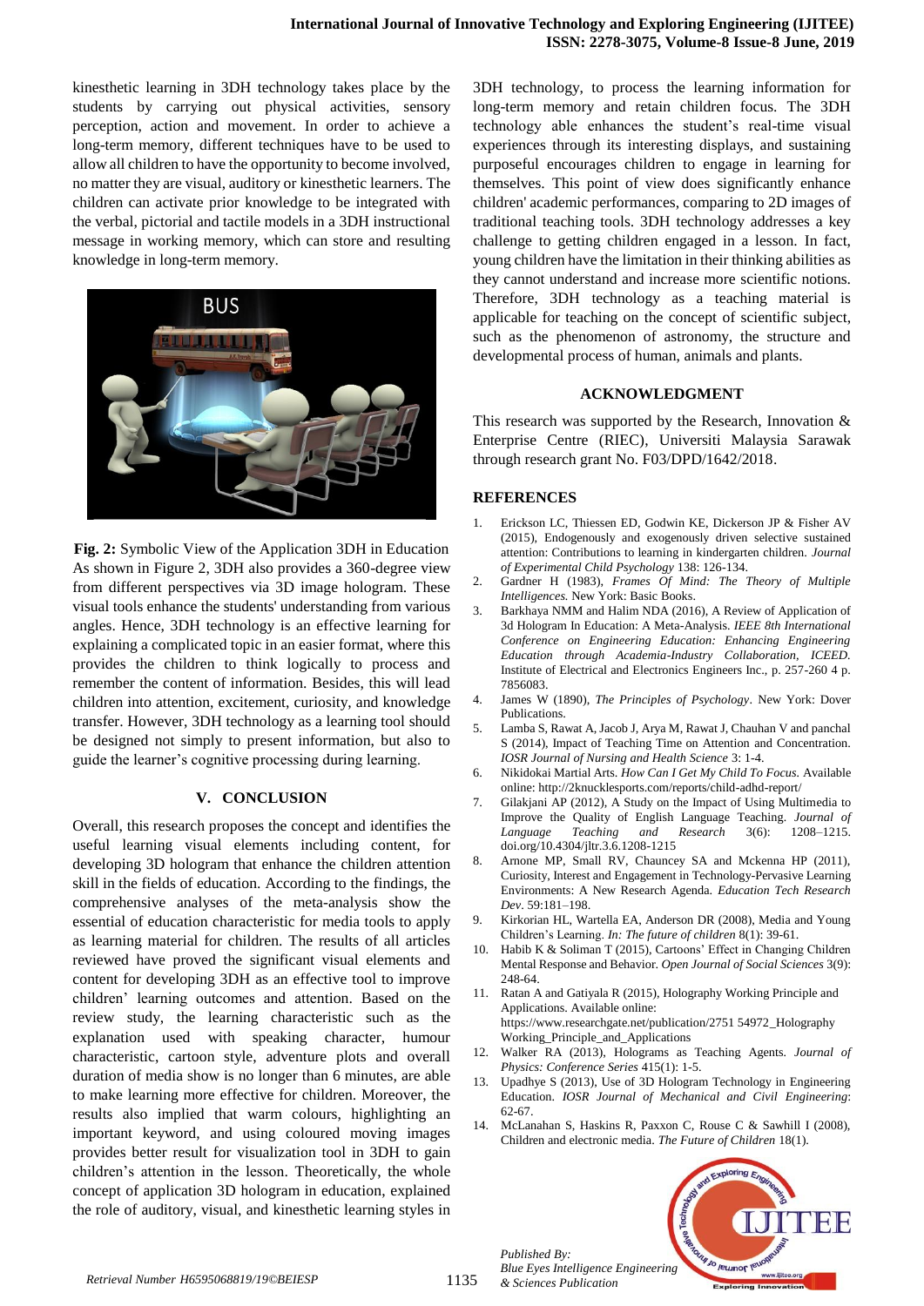kinesthetic learning in 3DH technology takes place by the students by carrying out physical activities, sensory perception, action and movement. In order to achieve a long-term memory, different techniques have to be used to allow all children to have the opportunity to become involved, no matter they are visual, auditory or kinesthetic learners. The children can activate prior knowledge to be integrated with the verbal, pictorial and tactile models in a 3DH instructional message in working memory, which can store and resulting knowledge in long-term memory.

**Fig. 2:** Symbolic View of the Application 3DH in Education

As shown in Figure 2, 3DH also provides a 360-degree view from different perspectives via 3D image hologram. These visual tools enhance the students' understanding from various angles. Hence, 3DH technology is an effective learning for explaining a complicated topic in an easier format, where this provides the children to think logically to process and remember the content of information. Besides, this will lead children into attention, excitement, curiosity, and knowledge transfer. However, 3DH technology as a learning tool should be designed not simply to present information, but also to guide the learner's cognitive processing during learning.

## V. CONCLUSION

Overall, this research proposes the concept and identifies the useful learning visual elements including content, for developing 3D hologram that enhance the children attention skill in the fields of education. According to the findings, the comprehensive analyses of the meta-analysis show the essential of education characteristic for media tools to apply as learning material for children. The results of all articles reviewed have proved the significant visual elements and content for developing 3DH as an effective tool to improve children' learning outcomes and attention. Based on the review study, the learning characteristic such as the explanation used with speaking character, humour characteristic, cartoon style, adventure plots and overall duration of media show is no longer than 6 minutes, are able to make learning more effective for children. Moreover, the results also implied that warm colours, highlighting an important keyword, and using coloured moving images provides better result for visualization tool in 3DH to gain children's attention in the lesson. Theoretically, the whole concept of application 3D hologram in education, explained the role of auditory, visual, and kinesthetic learning styles in 3DH technology, to process the learning information for long-term memory and retain children focus. The 3DH technology able enhances the student's real-time visual experiences through its interesting displays, and sustaining purposeful encourages children to engage in learning for themselves. This point of view does significantly enhance children' academic performances, comparing to 2D images of traditional teaching tools. 3DH technology addresses a key challenge to getting children engaged in a lesson. In fact, young children have the limitation in their thinking abilities as they cannot understand and increase more scientific notions. Therefore, 3DH technology as a teaching material is applicable for teaching on the concept of scientific subject, such as the phenomenon of astronomy, the structure and developmental process of human, animals and plants.

## ACKNOWLEDGMENT

This research was supported by the Research, Innovation & Enterprise Centre (RIEC), Universiti Malaysia Sarawak through research grant No. F03/DPD/1642/2018.

## REFERENCES

1. Erickson LC, Thiessen ED, Godwin KE, Dickerson JP & Fisher AV (2015), Endogenously and exogenously driven selective sustained attention: Contributions to learning in kindergarten children. *Journal of Experimental Child Psychology* 138: 126-134.
2. Gardner H (1983), *Frames Of Mind: The Theory of Multiple Intelligences.* New York: Basic Books.
3. Barkhaya NMM and Halim NDA (2016), A Review of Application of 3d Hologram In Education: A Meta-Analysis. *IEEE 8th International Conference on Engineering Education: Enhancing Engineering Education through Academia-Industry Collaboration, ICEED.* Institute of Electrical and Electronics Engineers Inc., p. 257-260 4 p. 7856083.
4. James W (1890), *The Principles of Psychology*. New York: Dover Publications.
5. Lamba S, Rawat A, Jacob J, Arya M, Rawat J, Chauhan V and panchal S (2014), Impact of Teaching Time on Attention and Concentration. *IOSR Journal of Nursing and Health Science* 3: 1-4.
6. Nikidokai Martial Arts. *How Can I Get My Child To Focus.* Available online: http://2knucklesports.com/reports/child-adhd-report/
7. Gilakjani AP (2012), A Study on the Impact of Using Multimedia to Improve the Quality of English Language Teaching. *Journal of Language Teaching and Research* 3(6): 1208–1215. doi.org/10.4304/jltr.3.6.1208-1215
8. Arnone MP, Small RV, Chauncey SA and Mckenna HP (2011), Curiosity, Interest and Engagement in Technology-Pervasive Learning Environments: A New Research Agenda. *Education Tech Research Dev*. 59:181–198.
9. Kirkorian HL, Wartella EA, Anderson DR (2008), Media and Young Children's Learning. *In: The future of children* 8(1): 39-61.
10. Habib K & Soliman T (2015), Cartoons' Effect in Changing Children Mental Response and Behavior. *Open Journal of Social Sciences* 3(9): 248-64.
11. Ratan A and Gatiyala R (2015), Holography Working Principle and Applications. Available online: https://www.researchgate.net/publication/2751 54972_Holography Working_Principle_and_Applications
12. Walker RA (2013), Holograms as Teaching Agents. *Journal of Physics: Conference Series* 415(1): 1-5.
13. Upadhye S (2013), Use of 3D Hologram Technology in Engineering Education. *IOSR Journal of Mechanical and Civil Engineering*: 62-67.
14. McLanahan S, Haskins R, Paxxon C, Rouse C & Sawhill I (2008), Children and electronic media. *The Future of Children* 18(1).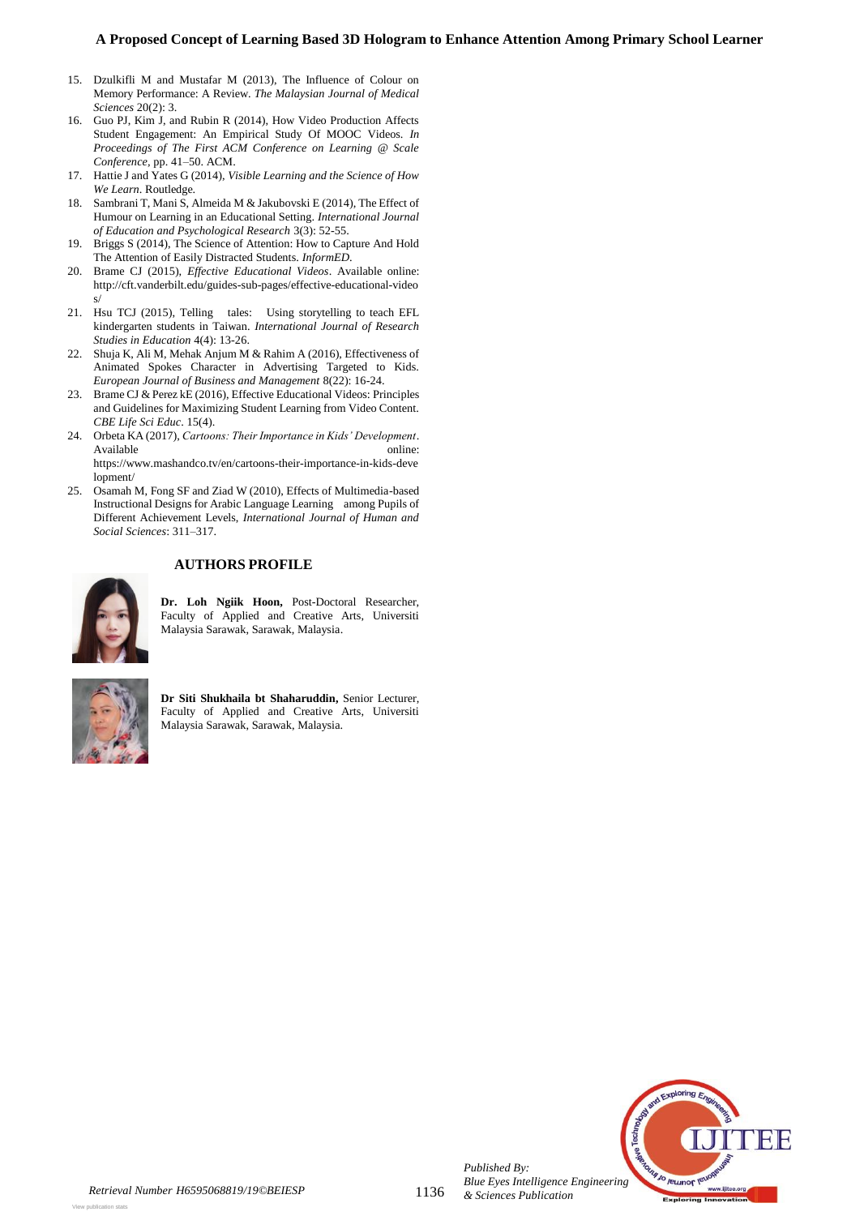15. Dzulkifli M and Mustafar M (2013), The Influence of Colour on Memory Performance: A Review. *The Malaysian Journal of Medical Sciences* 20(2): 3.
16. Guo PJ, Kim J, and Rubin R (2014), How Video Production Affects Student Engagement: An Empirical Study Of MOOC Videos. *In Proceedings of The First ACM Conference on Learning @ Scale Conference*, pp. 41–50. ACM.
17. Hattie J and Yates G (2014), *Visible Learning and the Science of How We Learn*. Routledge.
18. Sambrani T, Mani S, Almeida M & Jakubovski E (2014), The Effect of Humour on Learning in an Educational Setting. *International Journal of Education and Psychological Research* 3(3): 52-55.
19. Briggs S (2014), The Science of Attention: How to Capture And Hold The Attention of Easily Distracted Students. *InformED*.
20. Brame CJ (2015), *Effective Educational Videos*. Available online: http://cft.vanderbilt.edu/guides-sub-pages/effective-educational-videos/
21. Hsu TCJ (2015), Telling tales: Using storytelling to teach EFL kindergarten students in Taiwan. *International Journal of Research Studies in Education* 4(4): 13-26.
22. Shuja K, Ali M, Mehak Anjum M & Rahim A (2016), Effectiveness of Animated Spokes Character in Advertising Targeted to Kids. *European Journal of Business and Management* 8(22): 16-24.
23. Brame CJ & Perez kE (2016), Effective Educational Videos: Principles and Guidelines for Maximizing Student Learning from Video Content. *CBE Life Sci Educ*. 15(4).
24. Orbeta KA (2017), *Cartoons: Their Importance in Kids' Development*. Available online: https://www.mashandco.tv/en/cartoons-their-importance-in-kids-development/
25. Osamah M, Fong SF and Ziad W (2010), Effects of Multimedia-based Instructional Designs for Arabic Language Learning among Pupils of Different Achievement Levels, *International Journal of Human and Social Sciences*: 311–317.

## AUTHORS PROFILE

**Dr. Loh Ngiik Hoon,** Post-Doctoral Researcher, Faculty of Applied and Creative Arts, Universiti Malaysia Sarawak, Sarawak, Malaysia.

**Dr Siti Shukhaila bt Shaharuddin,** Senior Lecturer, Faculty of Applied and Creative Arts, Universiti Malaysia Sarawak, Sarawak, Malaysia.